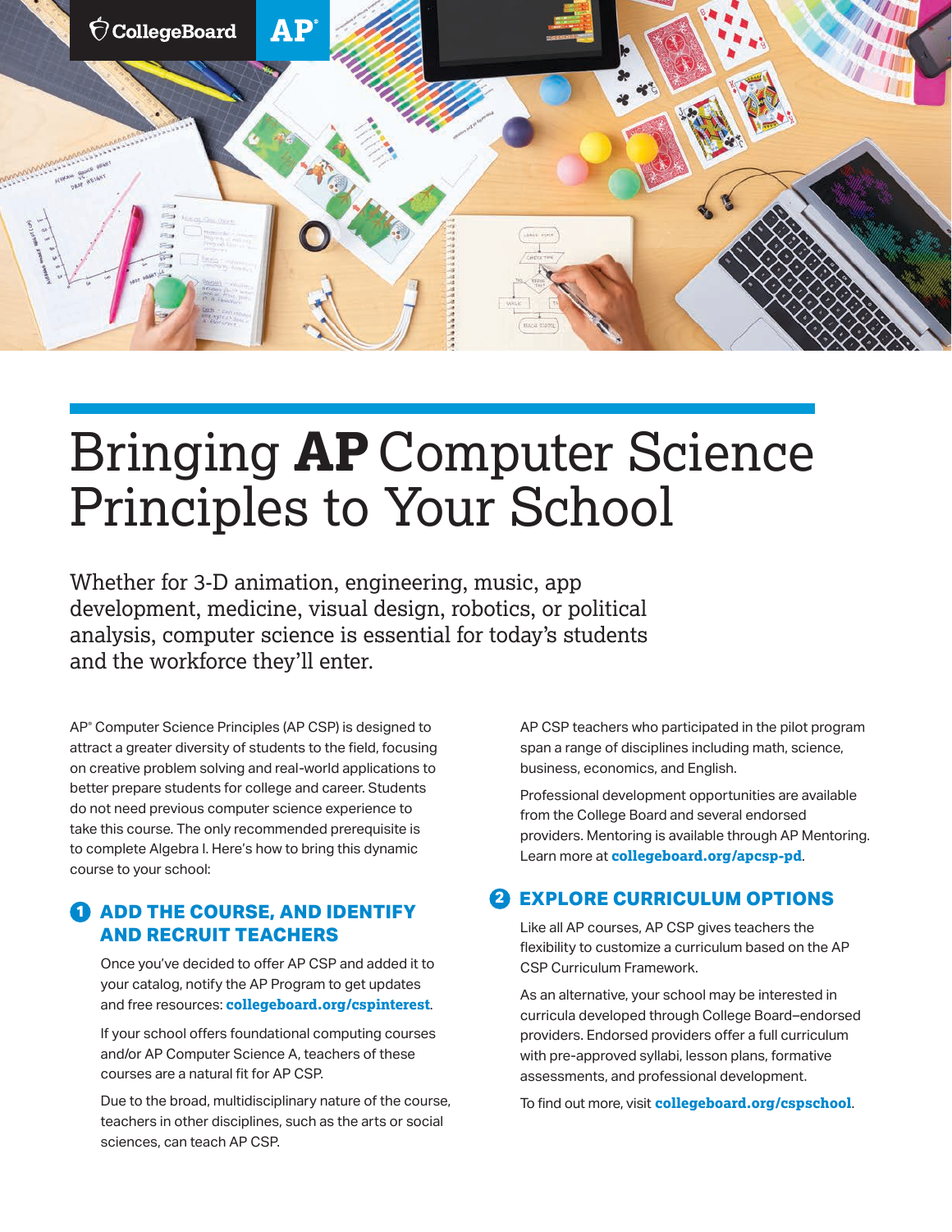# Bringing **AP** Computer Science Principles to Your School

Whether for 3-D animation, engineering, music, app development, medicine, visual design, robotics, or political analysis, computer science is essential for today's students and the workforce they'll enter.

AP® Computer Science Principles (AP CSP) is designed to attract a greater diversity of students to the field, focusing on creative problem solving and real-world applications to better prepare students for college and career. Students do not need previous computer science experience to take this course. The only recommended prerequisite is to complete Algebra I. Here's how to bring this dynamic course to your school:

## 1 ADD THE COURSE, AND IDENTIFY AND RECRUIT TEACHERS

Once you've decided to offer AP CSP and added it to your catalog, notify the AP Program to get updates and free resources: **collegeboard.org/cspinterest**.

If your school offers foundational computing courses and/or AP Computer Science A, teachers of these courses are a natural fit for AP CSP.

Due to the broad, multidisciplinary nature of the course, teachers in other disciplines, such as the arts or social sciences, can teach AP CSP.

AP CSP teachers who participated in the pilot program span a range of disciplines including math, science, business, economics, and English.

Professional development opportunities are available from the College Board and several endorsed providers. Mentoring is available through AP Mentoring. Learn more at **collegeboard.org/apcsp-pd**.

## 2 EXPLORE CURRICULUM OPTIONS

Like all AP courses, AP CSP gives teachers the flexibility to customize a curriculum based on the AP CSP Curriculum Framework.

As an alternative, your school may be interested in curricula developed through College Board–endorsed providers. Endorsed providers offer a full curriculum with pre-approved syllabi, lesson plans, formative assessments, and professional development.

To find out more, visit **collegeboard.org/cspschool**.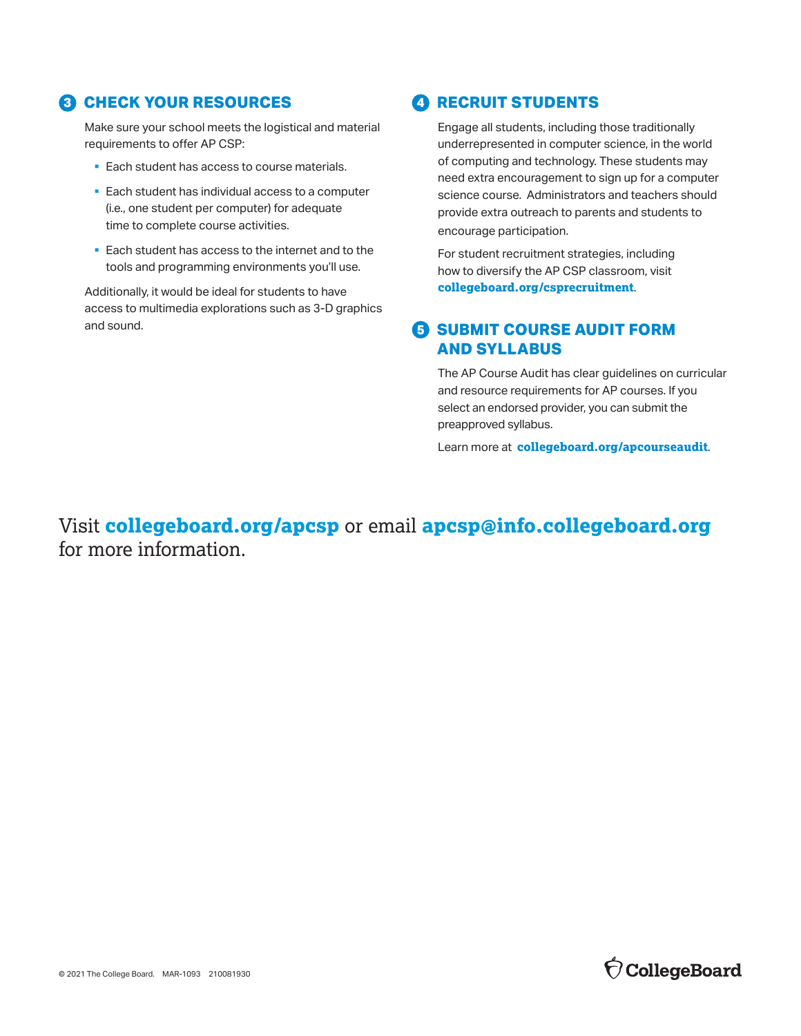## 3 CHECK YOUR RESOURCES

Make sure your school meets the logistical and material requirements to offer AP CSP:

- Each student has access to course materials.
- Each student has individual access to a computer (i.e., one student per computer) for adequate time to complete course activities.
- Each student has access to the internet and to the tools and programming environments you'll use.

Additionally, it would be ideal for students to have access to multimedia explorations such as 3-D graphics and sound.

## 4 RECRUIT STUDENTS

Engage all students, including those traditionally underrepresented in computer science, in the world of computing and technology. These students may need extra encouragement to sign up for a computer science course. Administrators and teachers should provide extra outreach to parents and students to encourage participation.

For student recruitment strategies, including how to diversify the AP CSP classroom, visit **collegeboard.org/csprecruitment**.

## 5 SUBMIT COURSE AUDIT FORM AND SYLLABUS

The AP Course Audit has clear guidelines on curricular and resource requirements for AP courses. If you select an endorsed provider, you can submit the preapproved syllabus.

Learn more at **collegeboard.org/apcourseaudit**.

Visit **collegeboard.org/apcsp** or email **apcsp@info.collegeboard.org** for more information.

© 2021 The College Board. MAR-1093 210081930

CollegeBoard